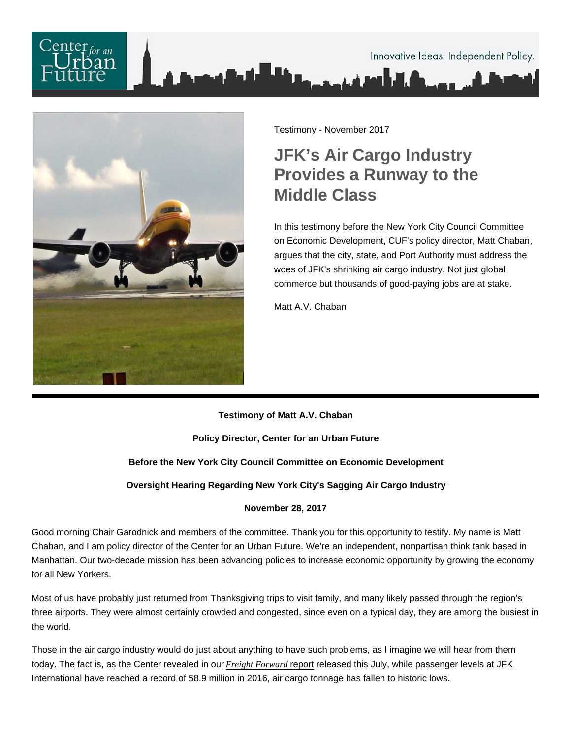Testimony - November 2017

# JFK's Air Cargo Industry Provides a Runway to the Middle Class

In this testimony before the New York City Council Committee on Economic Development, CUF's policy director, Matt Chaban, argues that the city, state, and Port Authority must address the woes of JFK's shrinking air cargo industry. Not just global commerce but thousands of good-paying jobs are at stake.

Matt A.V. Chaban

---

**Testimony of Matt A.V. Chaban**

**Policy Director, Center for an Urban Future**

**Before the New York City Council Committee on Economic Development**

**Oversight Hearing Regarding New York City's Sagging Air Cargo Industry**

**November 28, 2017**

Good morning Chair Garodnick and members of the committee. Thank you for this opportunity to testify. My name is Matt Chaban, and I am policy director of the Center for an Urban Future. We're an independent, nonpartisan think tank based in Manhattan. Our two-decade mission has been advancing policies to increase economic opportunity by growing the economy for all New Yorkers.

Most of us have probably just returned from Thanksgiving trips to visit family, and many likely passed through the region's three airports. They were almost certainly crowded and congested, since even on a typical day, they are among the busiest in the world.

Those in the air cargo industry would do just about anything to have such problems, as I imagine we will hear from them today. The fact is, as the Center revealed in our *Freight Forward* report released this July, while passenger levels at JFK International have reached a record of 58.9 million in 2016, air cargo tonnage has fallen to historic lows.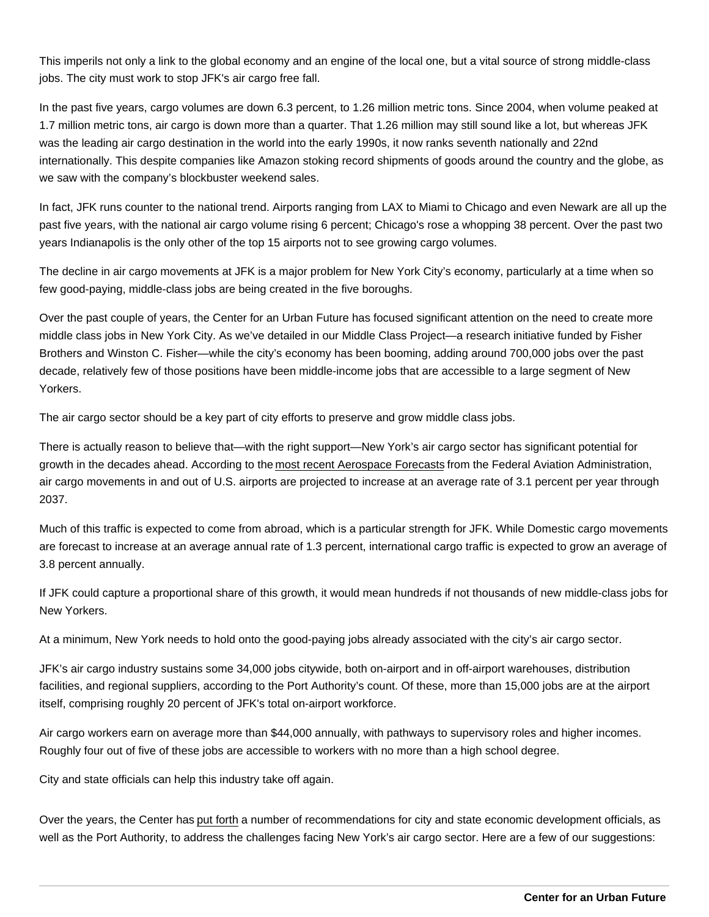This imperils not only a link to the global economy and an engine of the local one, but a vital source of strong middle-class jobs. The city must work to stop JFK's air cargo free fall.

In the past five years, cargo volumes are down 6.3 percent, to 1.26 million metric tons. Since 2004, when volume peaked at 1.7 million metric tons, air cargo is down more than a quarter. That 1.26 million may still sound like a lot, but whereas JFK was the leading air cargo destination in the world into the early 1990s, it now ranks seventh nationally and 22nd internationally. This despite companies like Amazon stoking record shipments of goods around the country and the globe, as we saw with the company's blockbuster weekend sales.

In fact, JFK runs counter to the national trend. Airports ranging from LAX to Miami to Chicago and even Newark are all up the past five years, with the national air cargo volume rising 6 percent; Chicago's rose a whopping 38 percent. Over the past two years Indianapolis is the only other of the top 15 airports not to see growing cargo volumes.

The decline in air cargo movements at JFK is a major problem for New York City's economy, particularly at a time when so few good-paying, middle-class jobs are being created in the five boroughs.

Over the past couple of years, the Center for an Urban Future has focused significant attention on the need to create more middle class jobs in New York City. As we've detailed in our Middle Class Project—a research initiative funded by Fisher Brothers and Winston C. Fisher—while the city's economy has been booming, adding around 700,000 jobs over the past decade, relatively few of those positions have been middle-income jobs that are accessible to a large segment of New Yorkers.

The air cargo sector should be a key part of city efforts to preserve and grow middle class jobs.

There is actually reason to believe that—with the right support—New York's air cargo sector has significant potential for growth in the decades ahead. According to the most recent Aerospace Forecasts from the Federal Aviation Administration, air cargo movements in and out of U.S. airports are projected to increase at an average rate of 3.1 percent per year through 2037.

Much of this traffic is expected to come from abroad, which is a particular strength for JFK. While Domestic cargo movements are forecast to increase at an average annual rate of 1.3 percent, international cargo traffic is expected to grow an average of 3.8 percent annually.

If JFK could capture a proportional share of this growth, it would mean hundreds if not thousands of new middle-class jobs for New Yorkers.

At a minimum, New York needs to hold onto the good-paying jobs already associated with the city's air cargo sector.

JFK's air cargo industry sustains some 34,000 jobs citywide, both on-airport and in off-airport warehouses, distribution facilities, and regional suppliers, according to the Port Authority's count. Of these, more than 15,000 jobs are at the airport itself, comprising roughly 20 percent of JFK's total on-airport workforce.

Air cargo workers earn on average more than $44,000 annually, with pathways to supervisory roles and higher incomes. Roughly four out of five of these jobs are accessible to workers with no more than a high school degree.

City and state officials can help this industry take off again.

Over the years, the Center has put forth a number of recommendations for city and state economic development officials, as well as the Port Authority, to address the challenges facing New York's air cargo sector. Here are a few of our suggestions: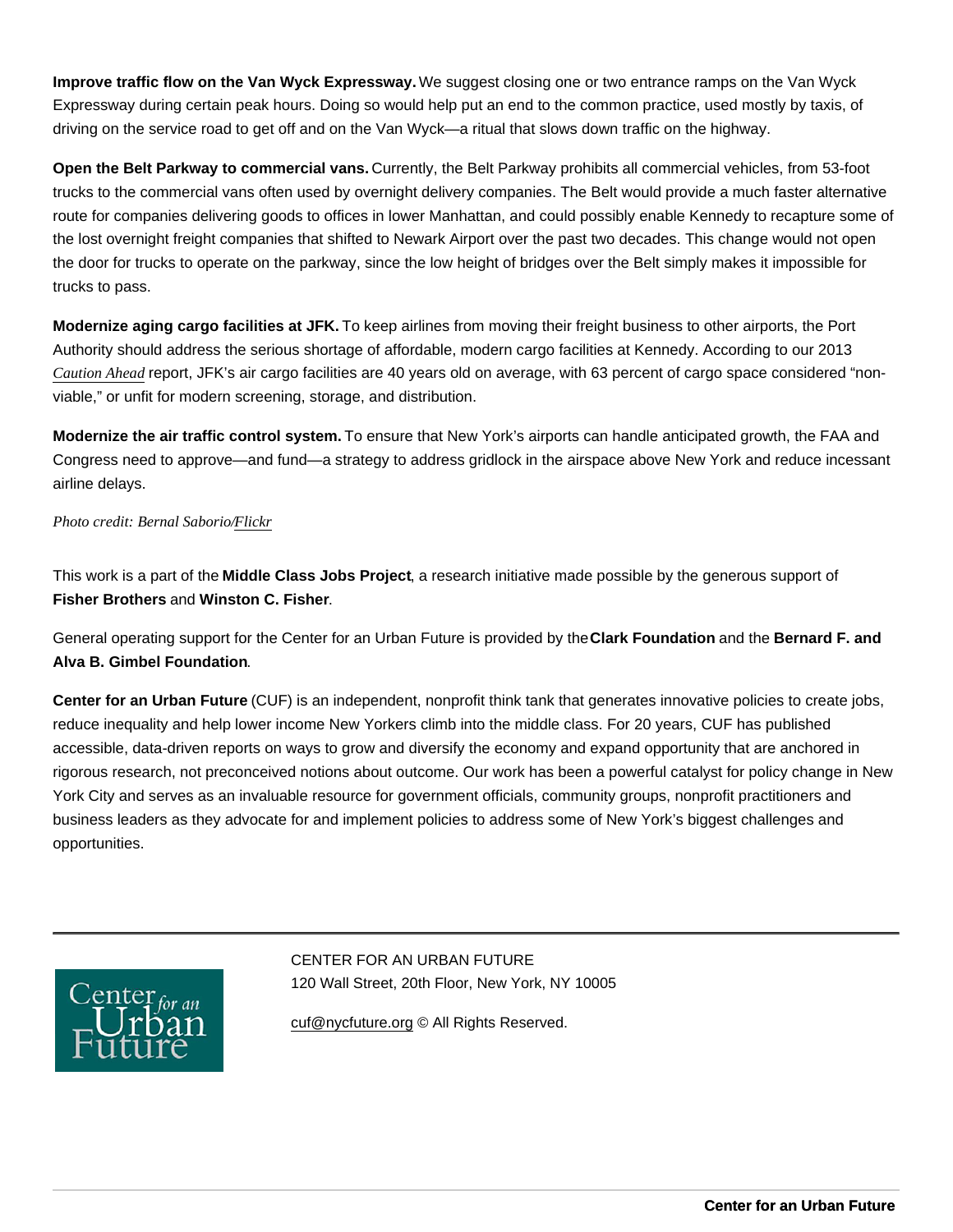**Improve traffic flow on the Van Wyck Expressway.** We suggest closing one or two entrance ramps on the Van Wyck Expressway during certain peak hours. Doing so would help put an end to the common practice, used mostly by taxis, of driving on the service road to get off and on the Van Wyck—a ritual that slows down traffic on the highway.

**Open the Belt Parkway to commercial vans.** Currently, the Belt Parkway prohibits all commercial vehicles, from 53-foot trucks to the commercial vans often used by overnight delivery companies. The Belt would provide a much faster alternative route for companies delivering goods to offices in lower Manhattan, and could possibly enable Kennedy to recapture some of the lost overnight freight companies that shifted to Newark Airport over the past two decades. This change would not open the door for trucks to operate on the parkway, since the low height of bridges over the Belt simply makes it impossible for trucks to pass.

**Modernize aging cargo facilities at JFK.** To keep airlines from moving their freight business to other airports, the Port Authority should address the serious shortage of affordable, modern cargo facilities at Kennedy. According to our 2013 *Caution Ahead* report, JFK's air cargo facilities are 40 years old on average, with 63 percent of cargo space considered "non-viable," or unfit for modern screening, storage, and distribution.

**Modernize the air traffic control system.** To ensure that New York's airports can handle anticipated growth, the FAA and Congress need to approve—and fund—a strategy to address gridlock in the airspace above New York and reduce incessant airline delays.

*Photo credit: Bernal Saborio/Flickr*

This work is a part of the **Middle Class Jobs Project**, a research initiative made possible by the generous support of **Fisher Brothers** and **Winston C. Fisher**.

General operating support for the Center for an Urban Future is provided by the **Clark Foundation** and the **Bernard F. and Alva B. Gimbel Foundation**.

**Center for an Urban Future** (CUF) is an independent, nonprofit think tank that generates innovative policies to create jobs, reduce inequality and help lower income New Yorkers climb into the middle class. For 20 years, CUF has published accessible, data-driven reports on ways to grow and diversify the economy and expand opportunity that are anchored in rigorous research, not preconceived notions about outcome. Our work has been a powerful catalyst for policy change in New York City and serves as an invaluable resource for government officials, community groups, nonprofit practitioners and business leaders as they advocate for and implement policies to address some of New York's biggest challenges and opportunities.

---

Center for an Urban Future

CENTER FOR AN URBAN FUTURE
120 Wall Street, 20th Floor, New York, NY 10005

cuf@nycfuture.org © All Rights Reserved.